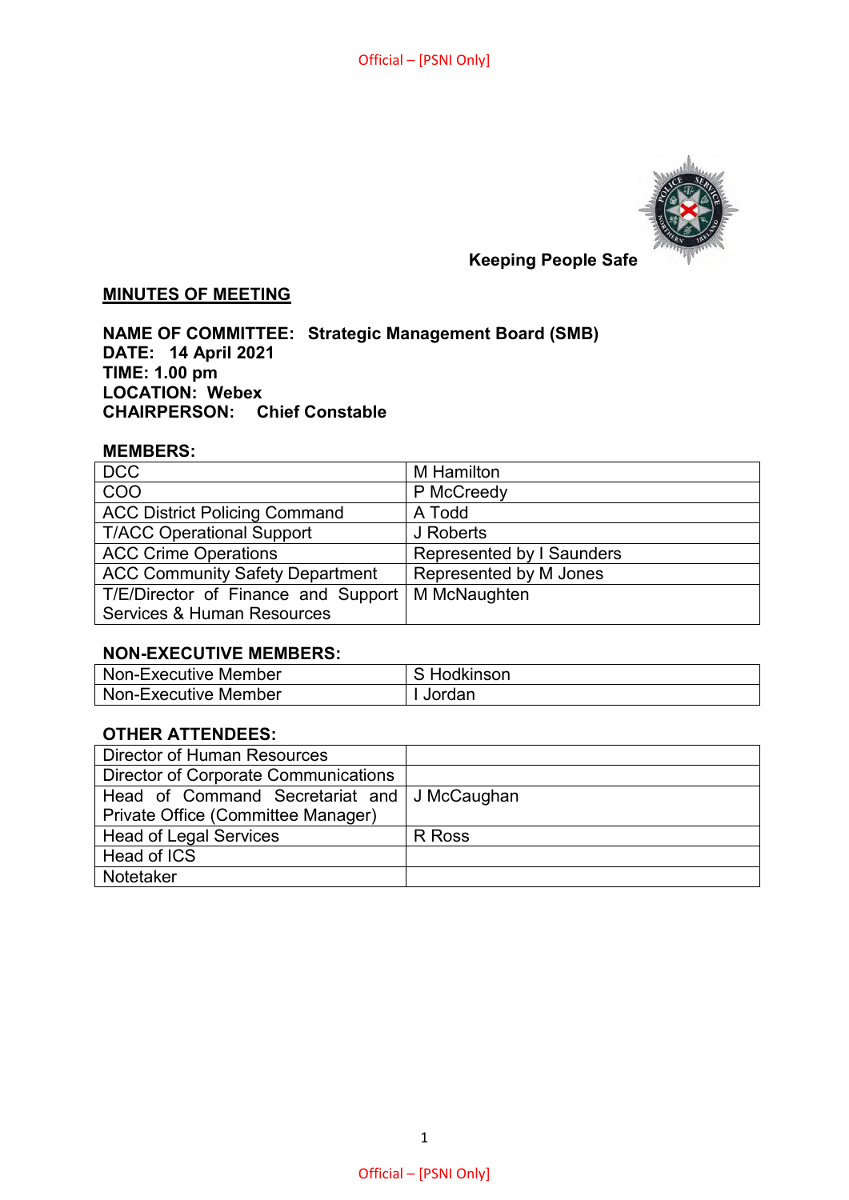Keeping People Safe

## MINUTES OF MEETING

**NAME OF COMMITTEE: Strategic Management Board (SMB)**
**DATE: 14 April 2021**
**TIME: 1.00 pm**
**LOCATION: Webex**
**CHAIRPERSON: Chief Constable**

**MEMBERS:**

| | |
|---|---|
| DCC | M Hamilton |
| COO | P McCreedy |
| ACC District Policing Command | A Todd |
| T/ACC Operational Support | J Roberts |
| ACC Crime Operations | Represented by I Saunders |
| ACC Community Safety Department | Represented by M Jones |
| T/E/Director of Finance and Support Services & Human Resources | M McNaughten |

**NON-EXECUTIVE MEMBERS:**

| | |
|---|---|
| Non-Executive Member | S Hodkinson |
| Non-Executive Member | I Jordan |

**OTHER ATTENDEES:**

| | |
|---|---|
| Director of Human Resources | |
| Director of Corporate Communications | |
| Head of Command Secretariat and Private Office (Committee Manager) | J McCaughan |
| Head of Legal Services | R Ross |
| Head of ICS | |
| Notetaker | |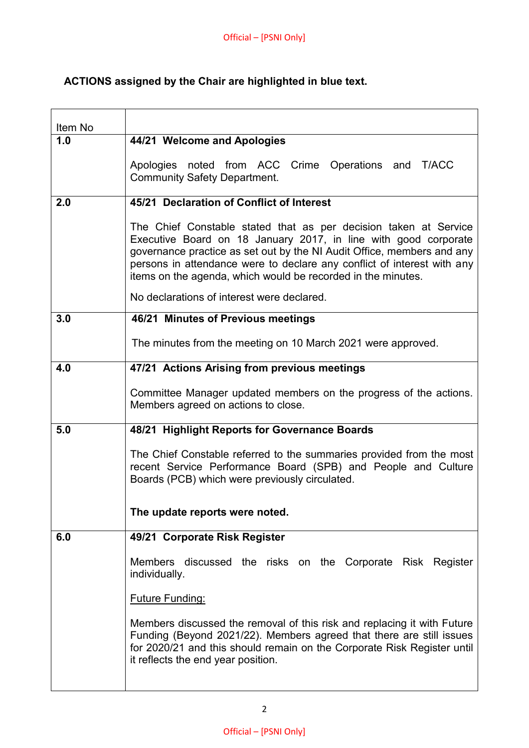**ACTIONS assigned by the Chair are highlighted in blue text.**

| Item No | |
|---|---|
| 1.0 | **44/21 Welcome and Apologies**<br><br>Apologies noted from ACC Crime Operations and T/ACC Community Safety Department. |
| 2.0 | **45/21 Declaration of Conflict of Interest**<br><br>The Chief Constable stated that as per decision taken at Service Executive Board on 18 January 2017, in line with good corporate governance practice as set out by the NI Audit Office, members and any persons in attendance were to declare any conflict of interest with any items on the agenda, which would be recorded in the minutes.<br><br>No declarations of interest were declared. |
| 3.0 | **46/21 Minutes of Previous meetings**<br><br>The minutes from the meeting on 10 March 2021 were approved. |
| 4.0 | **47/21 Actions Arising from previous meetings**<br><br>Committee Manager updated members on the progress of the actions. Members agreed on actions to close. |
| 5.0 | **48/21 Highlight Reports for Governance Boards**<br><br>The Chief Constable referred to the summaries provided from the most recent Service Performance Board (SPB) and People and Culture Boards (PCB) which were previously circulated.<br><br>**The update reports were noted.** |
| 6.0 | **49/21 Corporate Risk Register**<br><br>Members discussed the risks on the Corporate Risk Register individually.<br><br><u>Future Funding:</u><br><br>Members discussed the removal of this risk and replacing it with Future Funding (Beyond 2021/22). Members agreed that there are still issues for 2020/21 and this should remain on the Corporate Risk Register until it reflects the end year position. |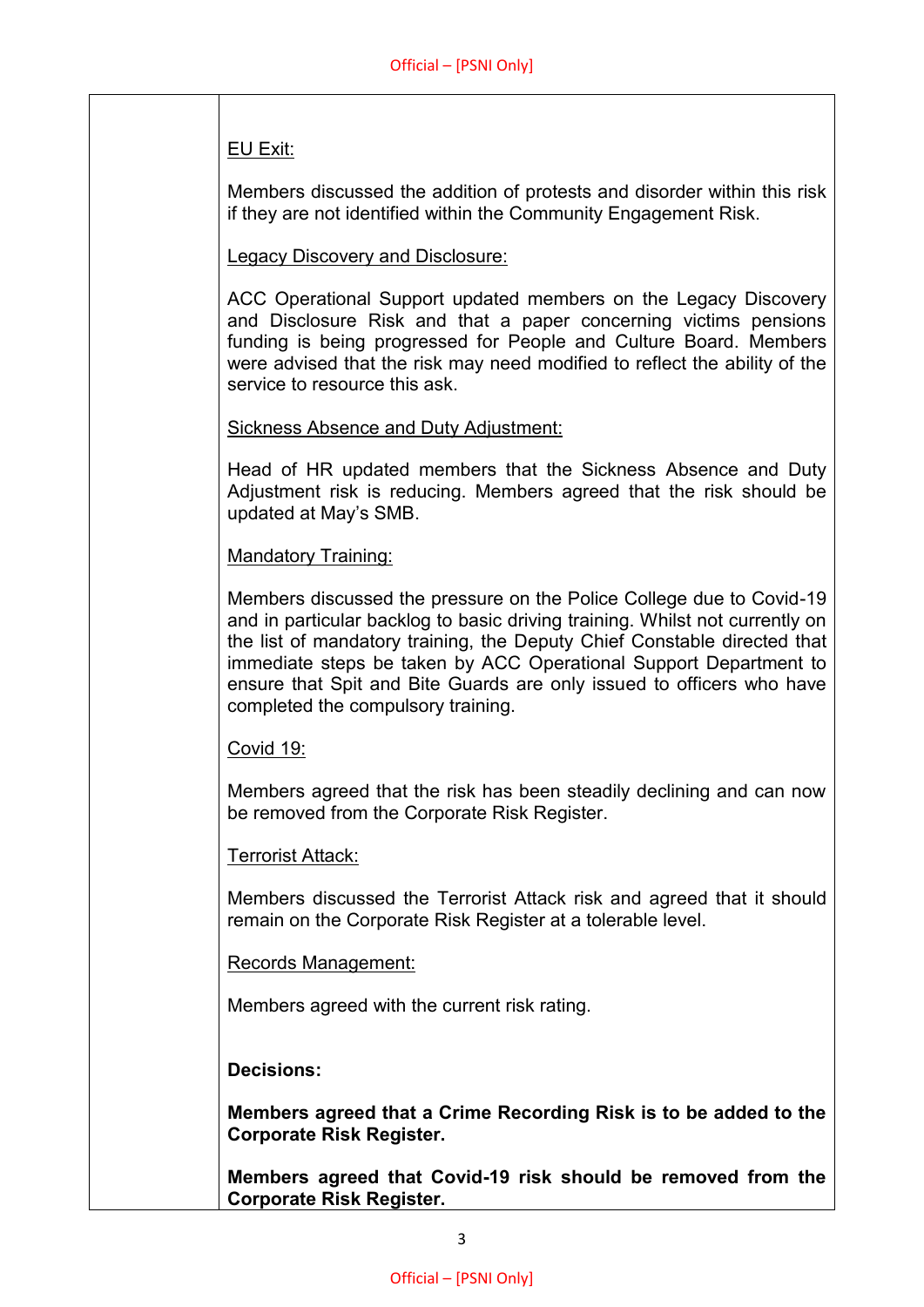EU Exit:

Members discussed the addition of protests and disorder within this risk if they are not identified within the Community Engagement Risk.

Legacy Discovery and Disclosure:

ACC Operational Support updated members on the Legacy Discovery and Disclosure Risk and that a paper concerning victims pensions funding is being progressed for People and Culture Board. Members were advised that the risk may need modified to reflect the ability of the service to resource this ask.

Sickness Absence and Duty Adjustment:

Head of HR updated members that the Sickness Absence and Duty Adjustment risk is reducing. Members agreed that the risk should be updated at May's SMB.

Mandatory Training:

Members discussed the pressure on the Police College due to Covid-19 and in particular backlog to basic driving training. Whilst not currently on the list of mandatory training, the Deputy Chief Constable directed that immediate steps be taken by ACC Operational Support Department to ensure that Spit and Bite Guards are only issued to officers who have completed the compulsory training.

Covid 19:

Members agreed that the risk has been steadily declining and can now be removed from the Corporate Risk Register.

Terrorist Attack:

Members discussed the Terrorist Attack risk and agreed that it should remain on the Corporate Risk Register at a tolerable level.

Records Management:

Members agreed with the current risk rating.

**Decisions:**

**Members agreed that a Crime Recording Risk is to be added to the Corporate Risk Register.**

**Members agreed that Covid-19 risk should be removed from the Corporate Risk Register.**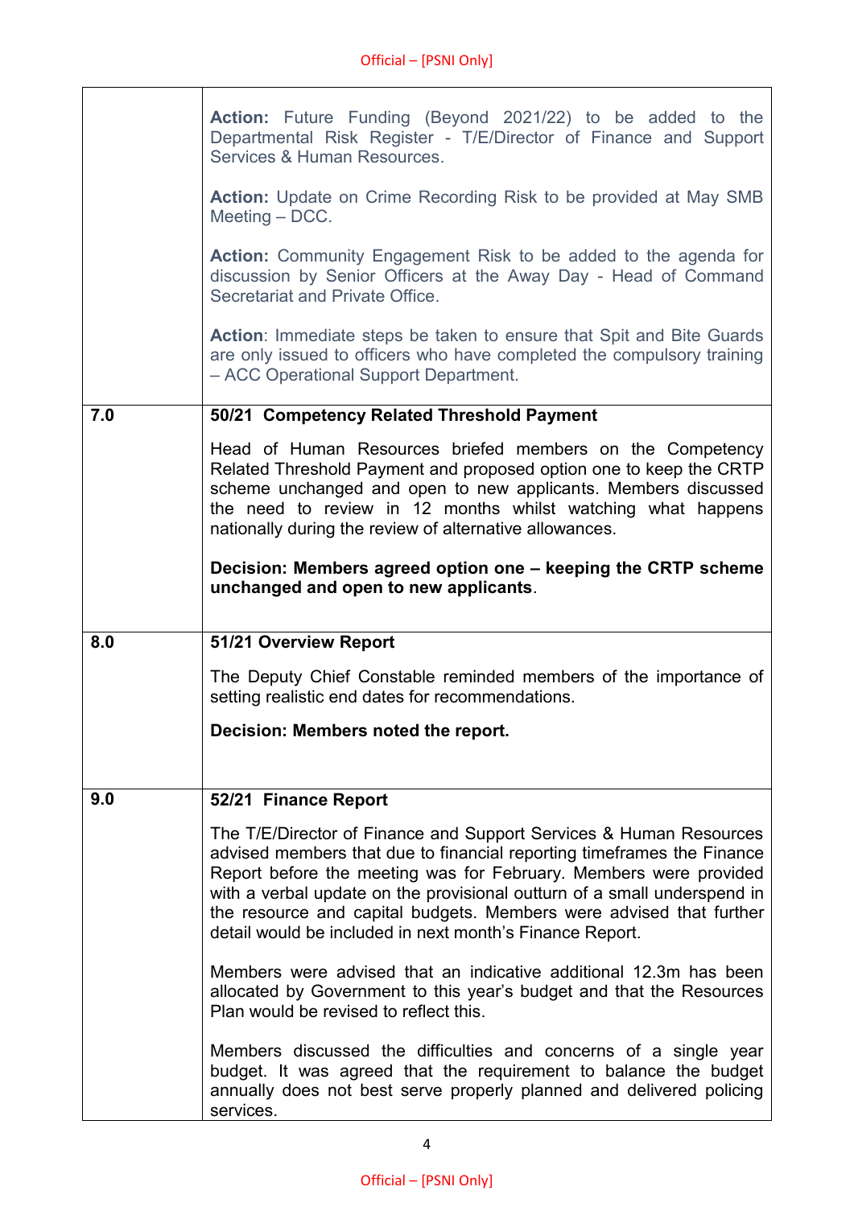| | |
|---|---|
| | **Action:** Future Funding (Beyond 2021/22) to be added to the Departmental Risk Register - T/E/Director of Finance and Support Services & Human Resources.<br><br>**Action:** Update on Crime Recording Risk to be provided at May SMB Meeting – DCC.<br><br>**Action:** Community Engagement Risk to be added to the agenda for discussion by Senior Officers at the Away Day - Head of Command Secretariat and Private Office.<br><br>**Action**: Immediate steps be taken to ensure that Spit and Bite Guards are only issued to officers who have completed the compulsory training – ACC Operational Support Department. |
| **7.0** | **50/21 Competency Related Threshold Payment**<br><br>Head of Human Resources briefed members on the Competency Related Threshold Payment and proposed option one to keep the CRTP scheme unchanged and open to new applicants. Members discussed the need to review in 12 months whilst watching what happens nationally during the review of alternative allowances.<br><br>**Decision: Members agreed option one – keeping the CRTP scheme unchanged and open to new applicants**. |
| **8.0** | **51/21 Overview Report**<br><br>The Deputy Chief Constable reminded members of the importance of setting realistic end dates for recommendations.<br><br>**Decision: Members noted the report.** |
| **9.0** | **52/21 Finance Report**<br><br>The T/E/Director of Finance and Support Services & Human Resources advised members that due to financial reporting timeframes the Finance Report before the meeting was for February. Members were provided with a verbal update on the provisional outturn of a small underspend in the resource and capital budgets. Members were advised that further detail would be included in next month's Finance Report.<br><br>Members were advised that an indicative additional 12.3m has been allocated by Government to this year's budget and that the Resources Plan would be revised to reflect this.<br><br>Members discussed the difficulties and concerns of a single year budget. It was agreed that the requirement to balance the budget annually does not best serve properly planned and delivered policing services. |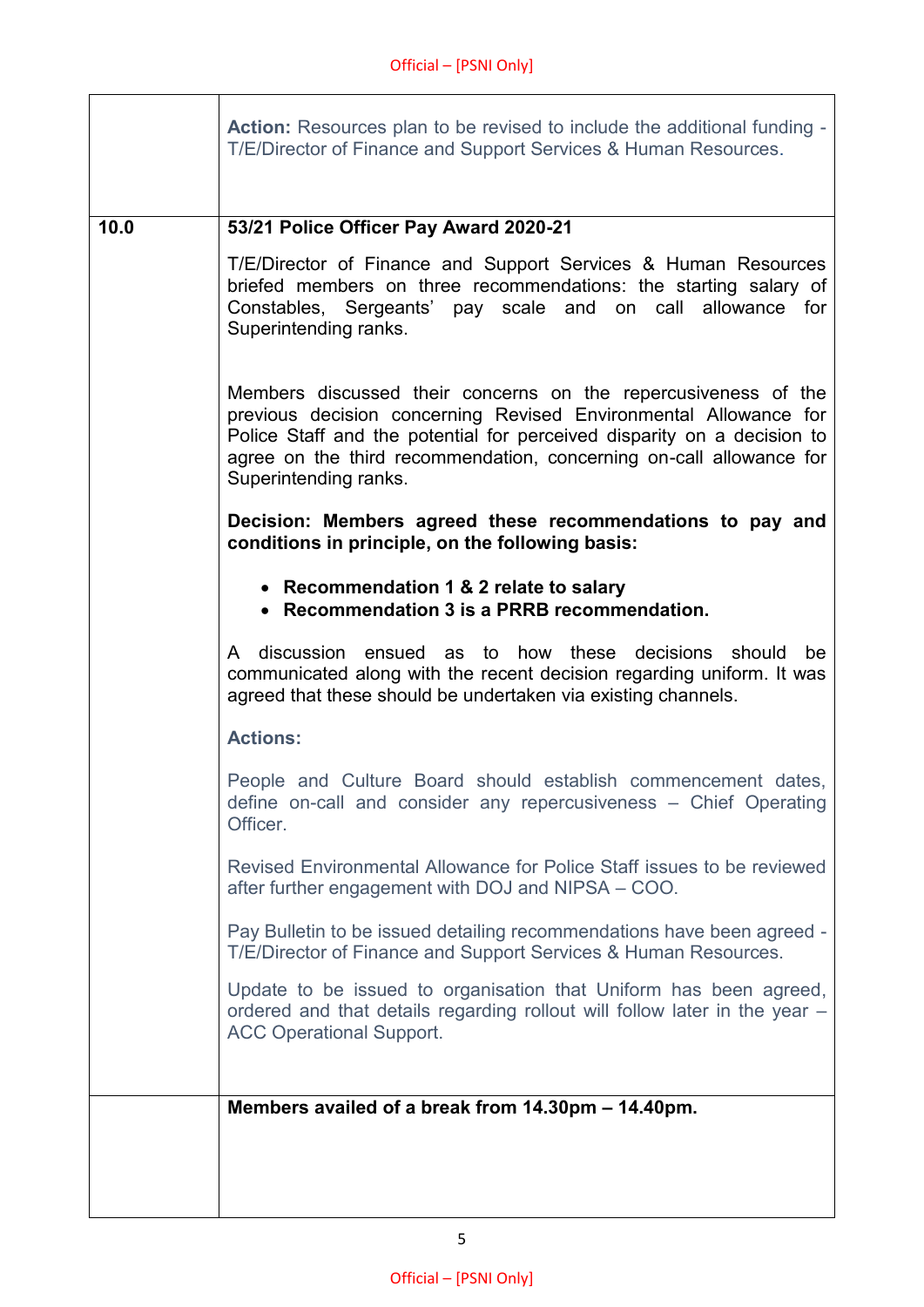| | |
|---|---|
| | **Action:** Resources plan to be revised to include the additional funding - T/E/Director of Finance and Support Services & Human Resources. |
| **10.0** | **53/21 Police Officer Pay Award 2020-21**<br><br>T/E/Director of Finance and Support Services & Human Resources briefed members on three recommendations: the starting salary of Constables, Sergeants' pay scale and on call allowance for Superintending ranks.<br><br>Members discussed their concerns on the repercussiveness of the previous decision concerning Revised Environmental Allowance for Police Staff and the potential for perceived disparity on a decision to agree on the third recommendation, concerning on-call allowance for Superintending ranks.<br><br>**Decision: Members agreed these recommendations to pay and conditions in principle, on the following basis:**<br><br>• **Recommendation 1 & 2 relate to salary**<br>• **Recommendation 3 is a PRRB recommendation.**<br><br>A discussion ensued as to how these decisions should be communicated along with the recent decision regarding uniform. It was agreed that these should be undertaken via existing channels.<br><br>**Actions:**<br><br>People and Culture Board should establish commencement dates, define on-call and consider any repercussiveness – Chief Operating Officer.<br><br>Revised Environmental Allowance for Police Staff issues to be reviewed after further engagement with DOJ and NIPSA – COO.<br><br>Pay Bulletin to be issued detailing recommendations have been agreed - T/E/Director of Finance and Support Services & Human Resources.<br><br>Update to be issued to organisation that Uniform has been agreed, ordered and that details regarding rollout will follow later in the year – ACC Operational Support. |
| | **Members availed of a break from 14.30pm – 14.40pm.** |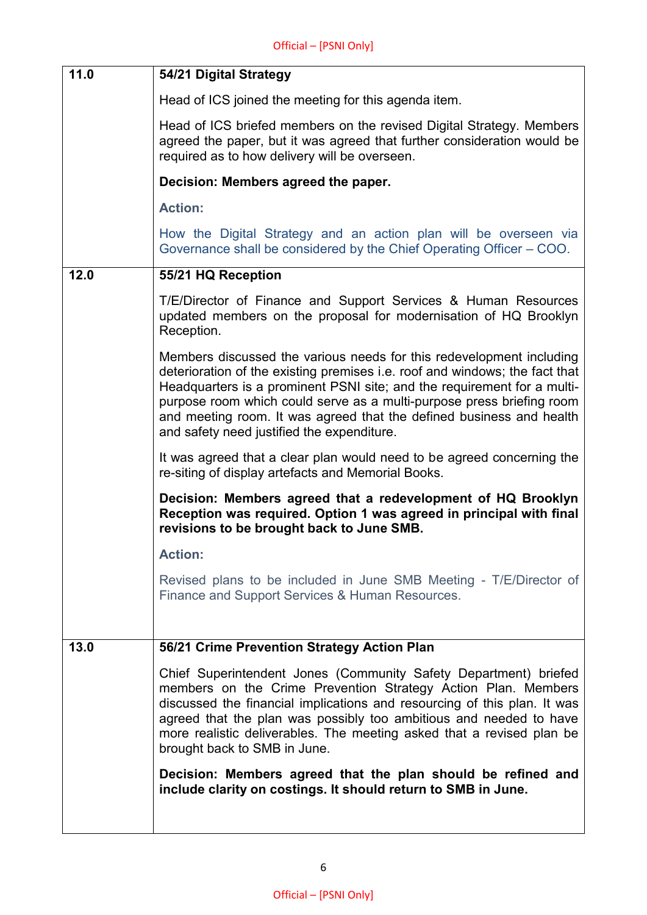| | |
|---|---|
| 11.0 | **54/21 Digital Strategy**<br><br>Head of ICS joined the meeting for this agenda item.<br><br>Head of ICS briefed members on the revised Digital Strategy. Members agreed the paper, but it was agreed that further consideration would be required as to how delivery will be overseen.<br><br>**Decision: Members agreed the paper.**<br><br>**Action:**<br><br>How the Digital Strategy and an action plan will be overseen via Governance shall be considered by the Chief Operating Officer – COO. |
| 12.0 | **55/21 HQ Reception**<br><br>T/E/Director of Finance and Support Services & Human Resources updated members on the proposal for modernisation of HQ Brooklyn Reception.<br><br>Members discussed the various needs for this redevelopment including deterioration of the existing premises i.e. roof and windows; the fact that Headquarters is a prominent PSNI site; and the requirement for a multi-purpose room which could serve as a multi-purpose press briefing room and meeting room. It was agreed that the defined business and health and safety need justified the expenditure.<br><br>It was agreed that a clear plan would need to be agreed concerning the re-siting of display artefacts and Memorial Books.<br><br>**Decision: Members agreed that a redevelopment of HQ Brooklyn Reception was required. Option 1 was agreed in principal with final revisions to be brought back to June SMB.**<br><br>**Action:**<br><br>Revised plans to be included in June SMB Meeting - T/E/Director of Finance and Support Services & Human Resources. |
| 13.0 | **56/21 Crime Prevention Strategy Action Plan**<br><br>Chief Superintendent Jones (Community Safety Department) briefed members on the Crime Prevention Strategy Action Plan. Members discussed the financial implications and resourcing of this plan. It was agreed that the plan was possibly too ambitious and needed to have more realistic deliverables. The meeting asked that a revised plan be brought back to SMB in June.<br><br>**Decision: Members agreed that the plan should be refined and include clarity on costings. It should return to SMB in June.** |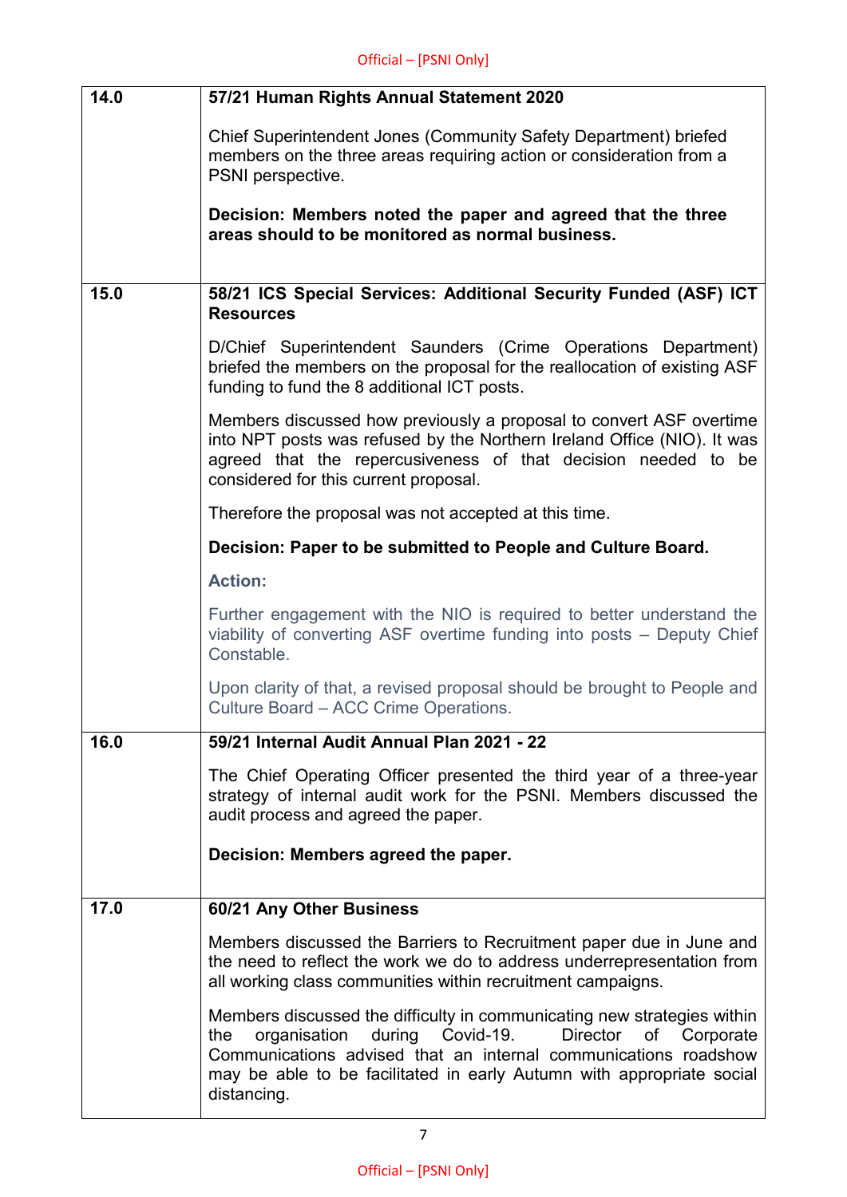| | |
|---|---|
| **14.0** | **57/21 Human Rights Annual Statement 2020**<br><br>Chief Superintendent Jones (Community Safety Department) briefed members on the three areas requiring action or consideration from a PSNI perspective.<br><br>**Decision: Members noted the paper and agreed that the three areas should to be monitored as normal business.** |
| **15.0** | **58/21 ICS Special Services: Additional Security Funded (ASF) ICT Resources**<br><br>D/Chief Superintendent Saunders (Crime Operations Department) briefed the members on the proposal for the reallocation of existing ASF funding to fund the 8 additional ICT posts.<br><br>Members discussed how previously a proposal to convert ASF overtime into NPT posts was refused by the Northern Ireland Office (NIO). It was agreed that the repercussiveness of that decision needed to be considered for this current proposal.<br><br>Therefore the proposal was not accepted at this time.<br><br>**Decision: Paper to be submitted to People and Culture Board.**<br><br>**Action:**<br><br>Further engagement with the NIO is required to better understand the viability of converting ASF overtime funding into posts – Deputy Chief Constable.<br><br>Upon clarity of that, a revised proposal should be brought to People and Culture Board – ACC Crime Operations. |
| **16.0** | **59/21 Internal Audit Annual Plan 2021 - 22**<br><br>The Chief Operating Officer presented the third year of a three-year strategy of internal audit work for the PSNI. Members discussed the audit process and agreed the paper.<br><br>**Decision: Members agreed the paper.** |
| **17.0** | **60/21 Any Other Business**<br><br>Members discussed the Barriers to Recruitment paper due in June and the need to reflect the work we do to address underrepresentation from all working class communities within recruitment campaigns.<br><br>Members discussed the difficulty in communicating new strategies within the organisation during Covid-19. Director of Corporate Communications advised that an internal communications roadshow may be able to be facilitated in early Autumn with appropriate social distancing. |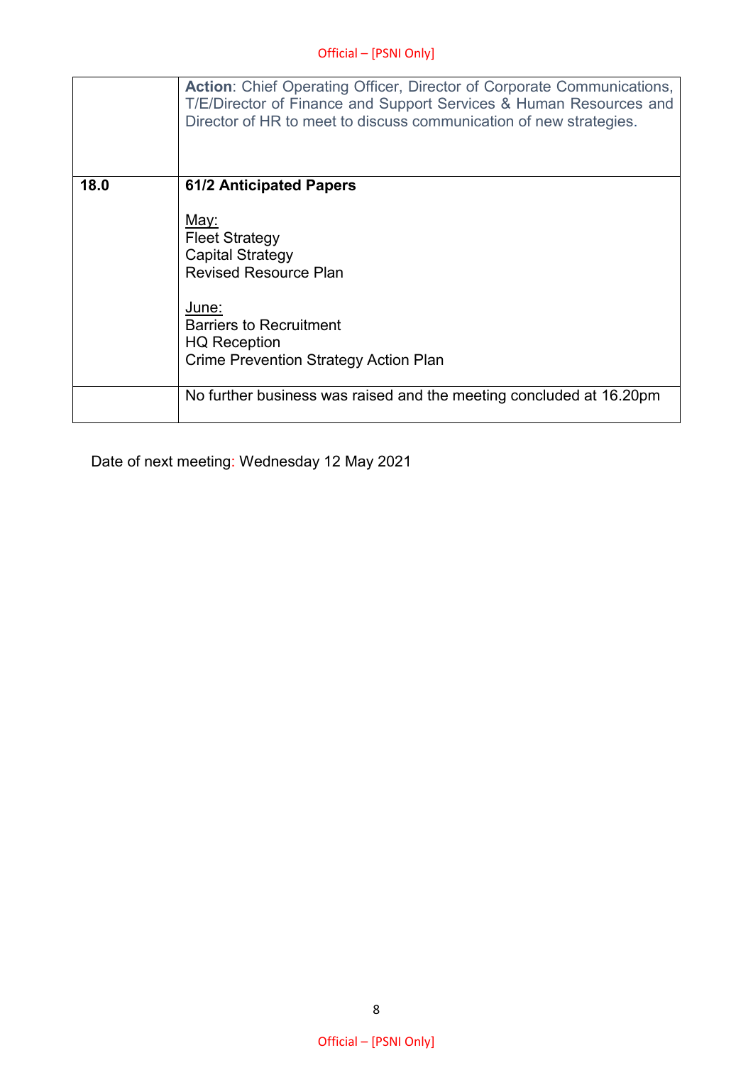| | |
|---|---|
| | **Action**: Chief Operating Officer, Director of Corporate Communications, T/E/Director of Finance and Support Services & Human Resources and Director of HR to meet to discuss communication of new strategies. |
| **18.0** | **61/2 Anticipated Papers**<br><br>May:<br>Fleet Strategy<br>Capital Strategy<br>Revised Resource Plan<br><br>June:<br>Barriers to Recruitment<br>HQ Reception<br>Crime Prevention Strategy Action Plan |
| | No further business was raised and the meeting concluded at 16.20pm |

Date of next meeting: Wednesday 12 May 2021